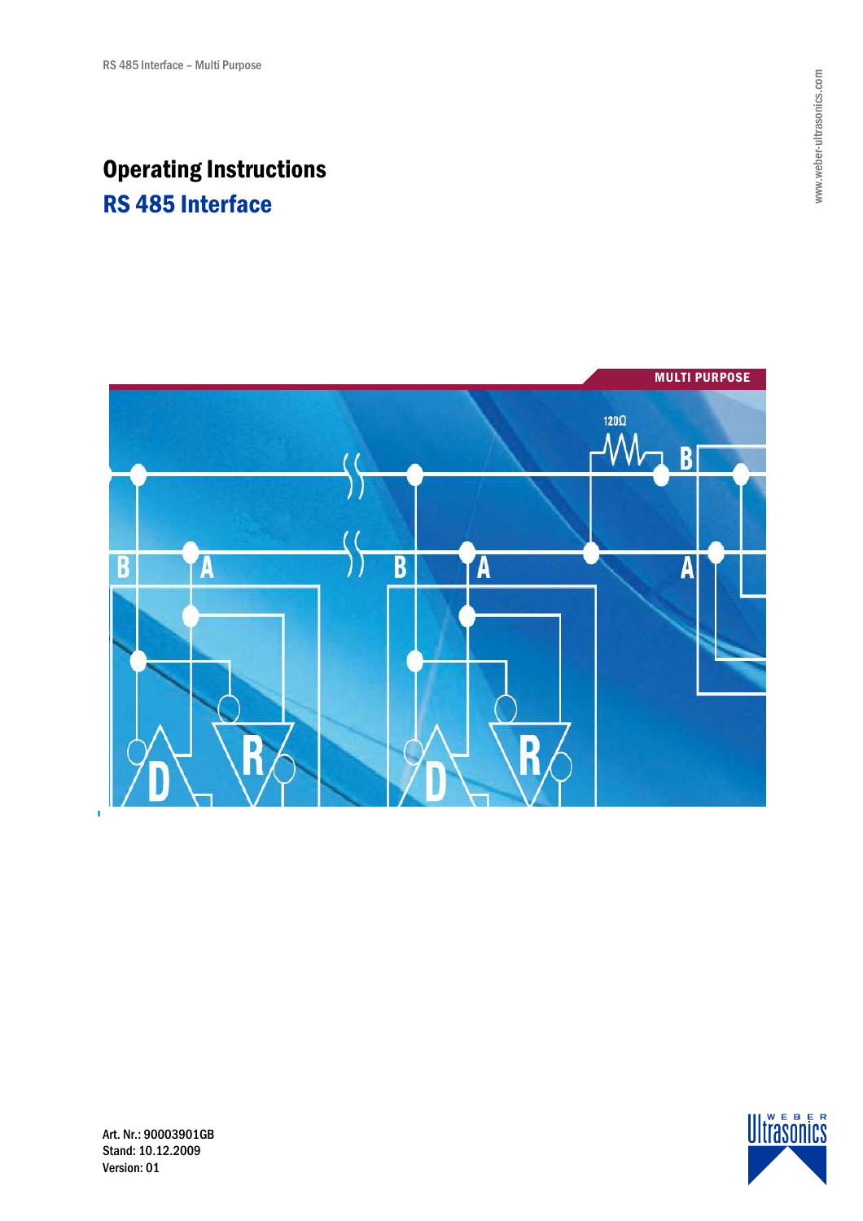# Operating Instructions

## RS 485 Interface

MULTI PURPOSE

Art. Nr.: 90003901GB
Stand: 10.12.2009
Version: 01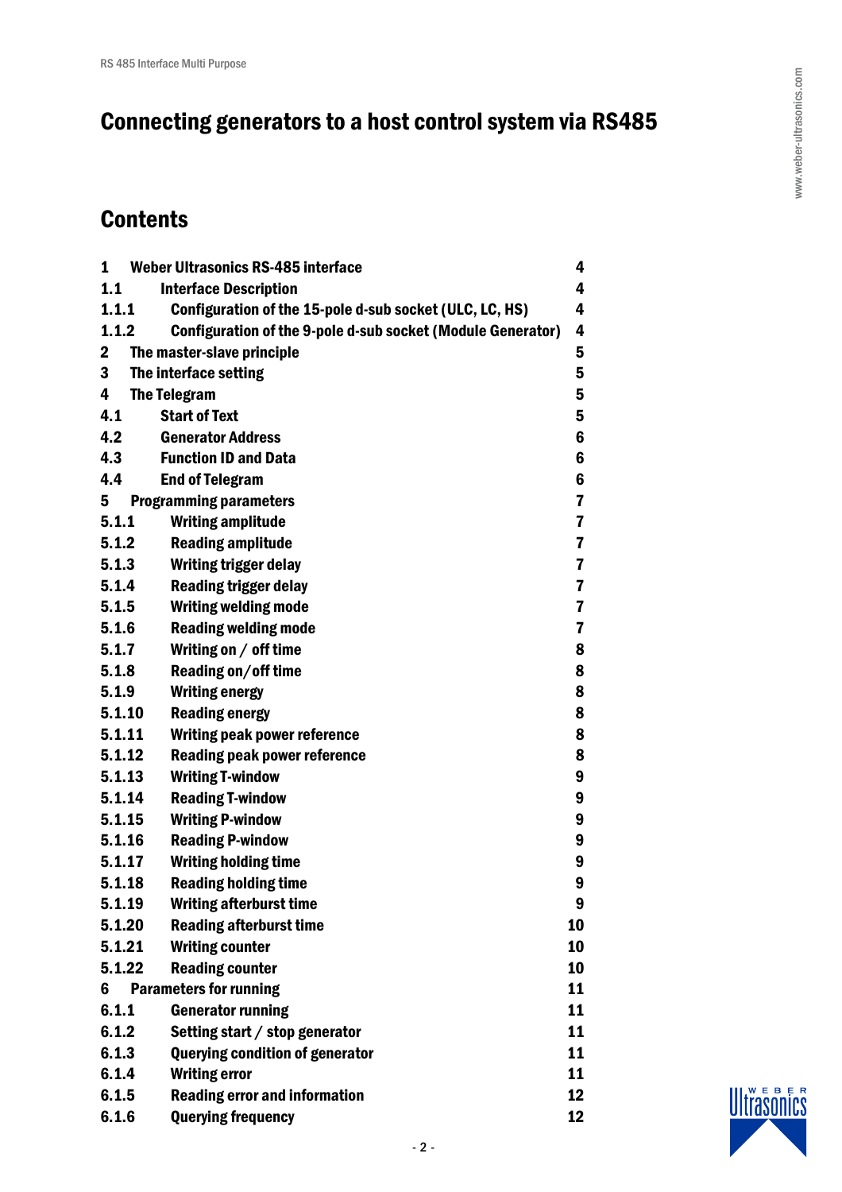# Connecting generators to a host control system via RS485

## Contents

| | | |
|---|---|---|
| 1 | Weber Ultrasonics RS-485 interface | 4 |
| 1.1 | Interface Description | 4 |
| 1.1.1 | Configuration of the 15-pole d-sub socket (ULC, LC, HS) | 4 |
| 1.1.2 | Configuration of the 9-pole d-sub socket (Module Generator) | 4 |
| 2 | The master-slave principle | 5 |
| 3 | The interface setting | 5 |
| 4 | The Telegram | 5 |
| 4.1 | Start of Text | 5 |
| 4.2 | Generator Address | 6 |
| 4.3 | Function ID and Data | 6 |
| 4.4 | End of Telegram | 6 |
| 5 | Programming parameters | 7 |
| 5.1.1 | Writing amplitude | 7 |
| 5.1.2 | Reading amplitude | 7 |
| 5.1.3 | Writing trigger delay | 7 |
| 5.1.4 | Reading trigger delay | 7 |
| 5.1.5 | Writing welding mode | 7 |
| 5.1.6 | Reading welding mode | 7 |
| 5.1.7 | Writing on / off time | 8 |
| 5.1.8 | Reading on/off time | 8 |
| 5.1.9 | Writing energy | 8 |
| 5.1.10 | Reading energy | 8 |
| 5.1.11 | Writing peak power reference | 8 |
| 5.1.12 | Reading peak power reference | 8 |
| 5.1.13 | Writing T-window | 9 |
| 5.1.14 | Reading T-window | 9 |
| 5.1.15 | Writing P-window | 9 |
| 5.1.16 | Reading P-window | 9 |
| 5.1.17 | Writing holding time | 9 |
| 5.1.18 | Reading holding time | 9 |
| 5.1.19 | Writing afterburst time | 9 |
| 5.1.20 | Reading afterburst time | 10 |
| 5.1.21 | Writing counter | 10 |
| 5.1.22 | Reading counter | 10 |
| 6 | Parameters for running | 11 |
| 6.1.1 | Generator running | 11 |
| 6.1.2 | Setting start / stop generator | 11 |
| 6.1.3 | Querying condition of generator | 11 |
| 6.1.4 | Writing error | 11 |
| 6.1.5 | Reading error and information | 12 |
| 6.1.6 | Querying frequency | 12 |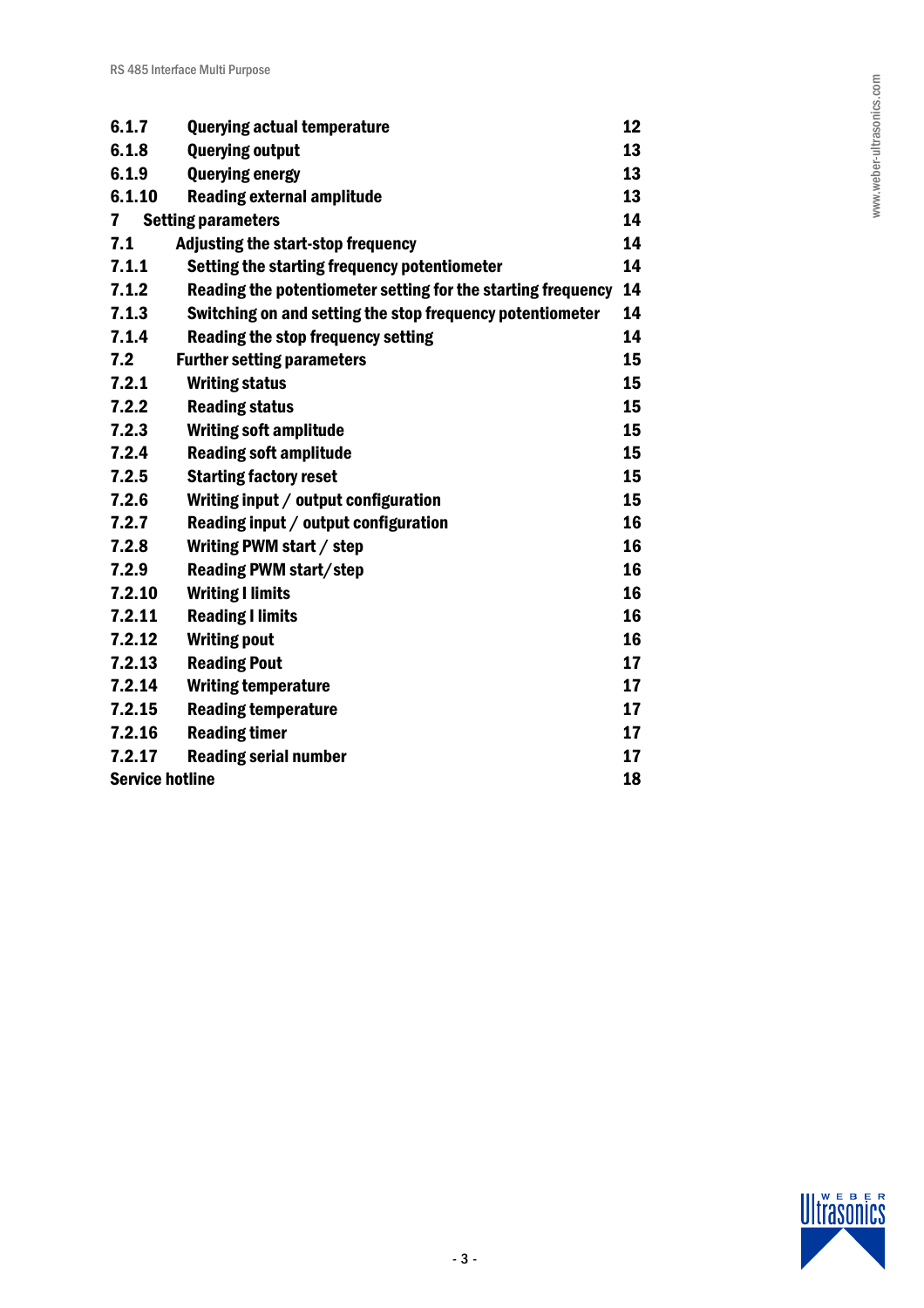| | | |
|---|---|---|
| **6.1.7** | **Querying actual temperature** | **12** |
| **6.1.8** | **Querying output** | **13** |
| **6.1.9** | **Querying energy** | **13** |
| **6.1.10** | **Reading external amplitude** | **13** |
| **7** | **Setting parameters** | **14** |
| **7.1** | **Adjusting the start-stop frequency** | **14** |
| **7.1.1** | **Setting the starting frequency potentiometer** | **14** |
| **7.1.2** | **Reading the potentiometer setting for the starting frequency** | **14** |
| **7.1.3** | **Switching on and setting the stop frequency potentiometer** | **14** |
| **7.1.4** | **Reading the stop frequency setting** | **14** |
| **7.2** | **Further setting parameters** | **15** |
| **7.2.1** | **Writing status** | **15** |
| **7.2.2** | **Reading status** | **15** |
| **7.2.3** | **Writing soft amplitude** | **15** |
| **7.2.4** | **Reading soft amplitude** | **15** |
| **7.2.5** | **Starting factory reset** | **15** |
| **7.2.6** | **Writing input / output configuration** | **15** |
| **7.2.7** | **Reading input / output configuration** | **16** |
| **7.2.8** | **Writing PWM start / step** | **16** |
| **7.2.9** | **Reading PWM start/step** | **16** |
| **7.2.10** | **Writing I limits** | **16** |
| **7.2.11** | **Reading I limits** | **16** |
| **7.2.12** | **Writing pout** | **16** |
| **7.2.13** | **Reading Pout** | **17** |
| **7.2.14** | **Writing temperature** | **17** |
| **7.2.15** | **Reading temperature** | **17** |
| **7.2.16** | **Reading timer** | **17** |
| **7.2.17** | **Reading serial number** | **17** |
| **Service hotline** | | **18** |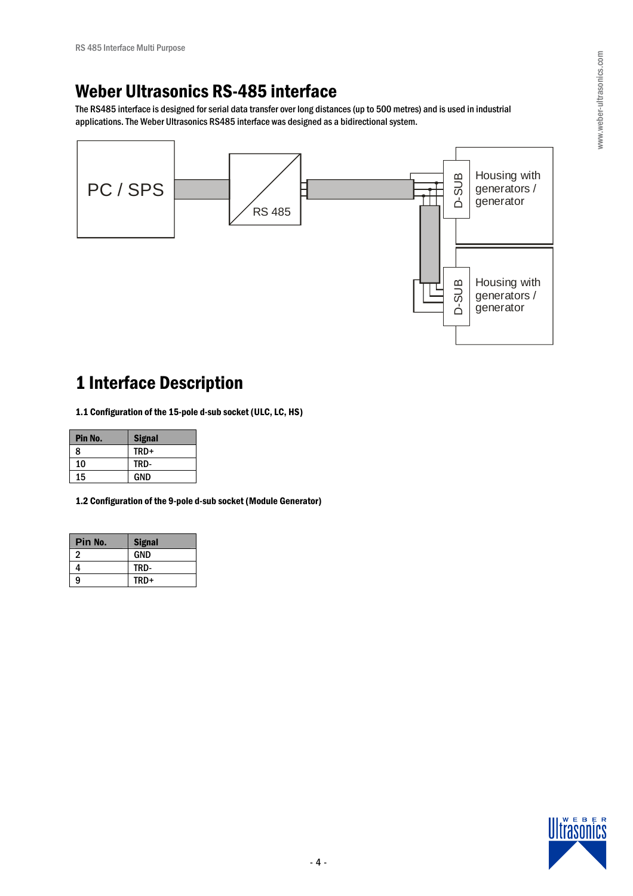# Weber Ultrasonics RS-485 interface

The RS485 interface is designed for serial data transfer over long distances (up to 500 metres) and is used in industrial applications. The Weber Ultrasonics RS485 interface was designed as a bidirectional system.

# 1 Interface Description

### 1.1 Configuration of the 15-pole d-sub socket (ULC, LC, HS)

| Pin No. | Signal |
|---|---|
| 8 | TRD+ |
| 10 | TRD- |
| 15 | GND |

### 1.2 Configuration of the 9-pole d-sub socket (Module Generator)

| Pin No. | Signal |
|---|---|
| 2 | GND |
| 4 | TRD- |
| 9 | TRD+ |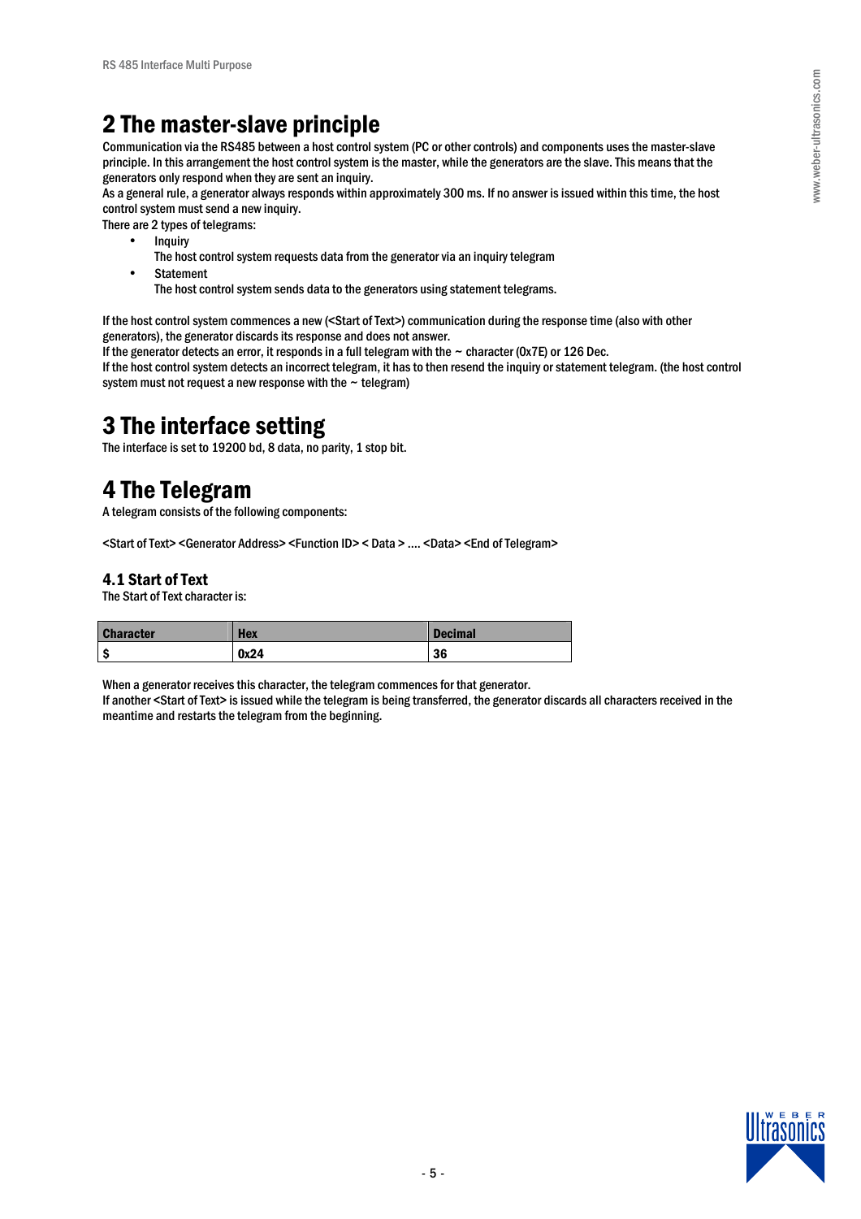# 2 The master-slave principle

Communication via the RS485 between a host control system (PC or other controls) and components uses the master-slave principle. In this arrangement the host control system is the master, while the generators are the slave. This means that the generators only respond when they are sent an inquiry.
As a general rule, a generator always responds within approximately 300 ms. If no answer is issued within this time, the host control system must send a new inquiry.
There are 2 types of telegrams:

- Inquiry
  The host control system requests data from the generator via an inquiry telegram
- Statement
  The host control system sends data to the generators using statement telegrams.

If the host control system commences a new (<Start of Text>) communication during the response time (also with other generators), the generator discards its response and does not answer.
If the generator detects an error, it responds in a full telegram with the ~ character (0x7E) or 126 Dec.
If the host control system detects an incorrect telegram, it has to then resend the inquiry or statement telegram. (the host control system must not request a new response with the ~ telegram)

# 3 The interface setting

The interface is set to 19200 bd, 8 data, no parity, 1 stop bit.

# 4 The Telegram

A telegram consists of the following components:

<Start of Text> <Generator Address> <Function ID> < Data > .... <Data> <End of Telegram>

## 4.1 Start of Text

The Start of Text character is:

| Character | Hex | Decimal |
|---|---|---|
| $ | 0x24 | 36 |

When a generator receives this character, the telegram commences for that generator.
If another <Start of Text> is issued while the telegram is being transferred, the generator discards all characters received in the meantime and restarts the telegram from the beginning.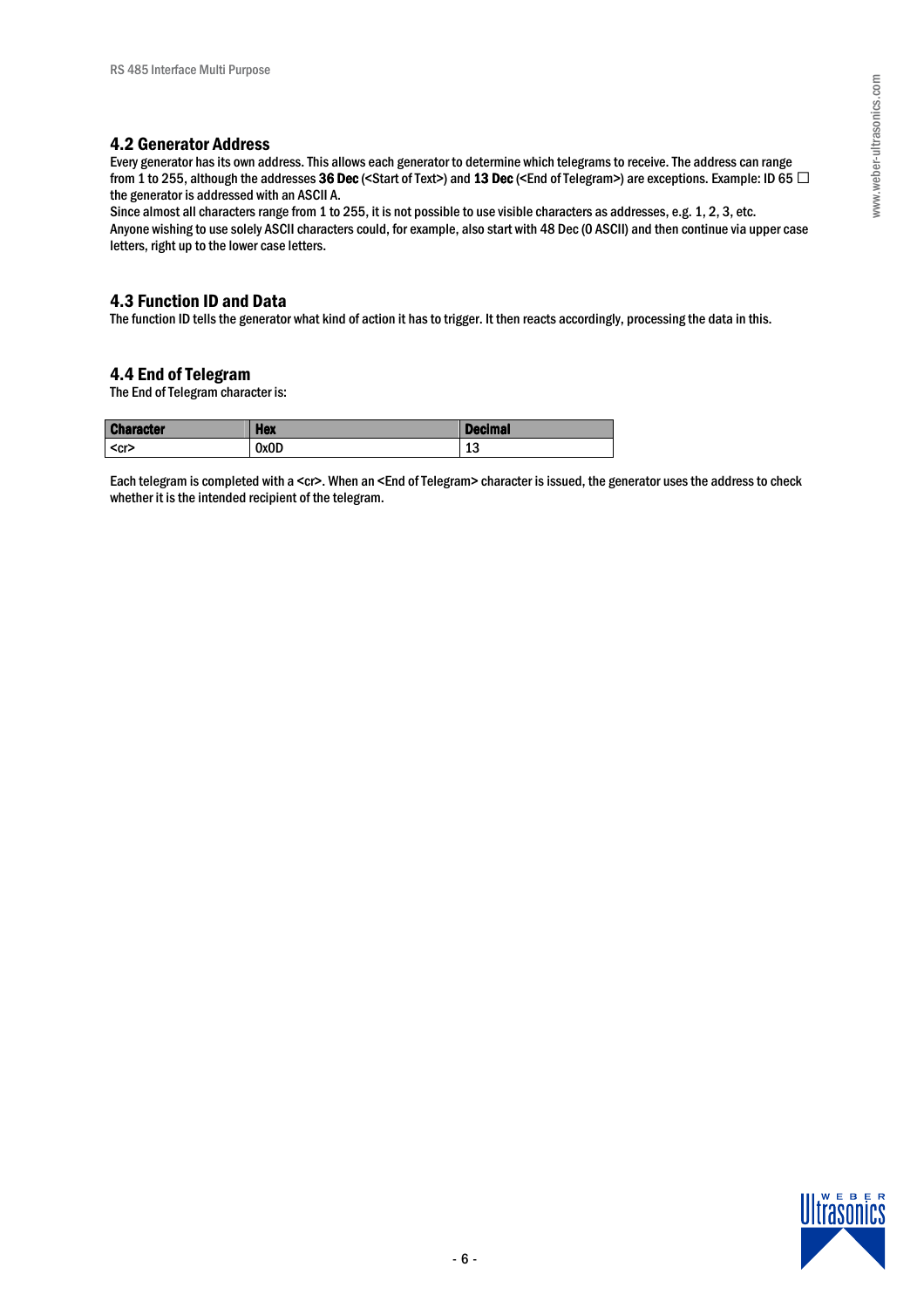## 4.2 Generator Address

Every generator has its own address. This allows each generator to determine which telegrams to receive. The address can range from 1 to 255, although the addresses **36 Dec** (<Start of Text>) and **13 Dec** (<End of Telegram>) are exceptions. Example: ID 65 □ the generator is addressed with an ASCII A.

Since almost all characters range from 1 to 255, it is not possible to use visible characters as addresses, e.g. 1, 2, 3, etc.

Anyone wishing to use solely ASCII characters could, for example, also start with 48 Dec (0 ASCII) and then continue via upper case letters, right up to the lower case letters.

## 4.3 Function ID and Data

The function ID tells the generator what kind of action it has to trigger. It then reacts accordingly, processing the data in this.

## 4.4 End of Telegram

The End of Telegram character is:

| Character | Hex | Decimal |
|---|---|---|
| <cr> | 0x0D | 13 |

Each telegram is completed with a <cr>. When an <End of Telegram> character is issued, the generator uses the address to check whether it is the intended recipient of the telegram.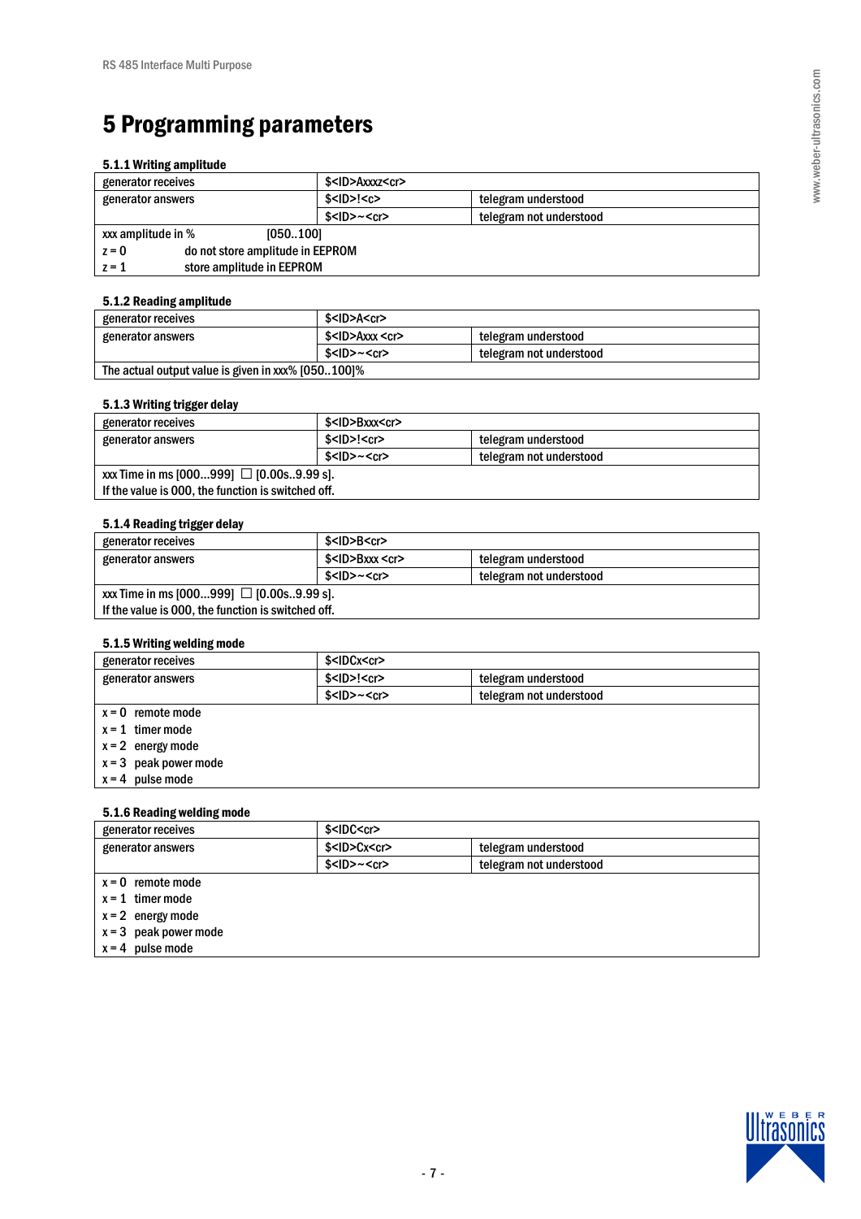# 5 Programming parameters

### 5.1.1 Writing amplitude

| generator receives | $<ID>Axxxz<cr> | |
|---|---|---|
| generator answers | $<ID>!<c> | telegram understood |
| | $<ID>~<cr> | telegram not understood |
| xxx amplitude in % [050..100]<br>z = 0 do not store amplitude in EEPROM<br>z = 1 store amplitude in EEPROM | | |

### 5.1.2 Reading amplitude

| generator receives | $<ID>A<cr> | |
|---|---|---|
| generator answers | $<ID>Axxx <cr> | telegram understood |
| | $<ID>~<cr> | telegram not understood |
| The actual output value is given in xxx% [050..100]% | | |

### 5.1.3 Writing trigger delay

| generator receives | $<ID>Bxxx<cr> | |
|---|---|---|
| generator answers | $<ID>!<cr> | telegram understood |
| | $<ID>~<cr> | telegram not understood |
| xxx Time in ms [000…999] ☐ [0.00s..9.99 s].<br>If the value is 000, the function is switched off. | | |

### 5.1.4 Reading trigger delay

| generator receives | $<ID>B<cr> | |
|---|---|---|
| generator answers | $<ID>Bxxx <cr> | telegram understood |
| | $<ID>~<cr> | telegram not understood |
| xxx Time in ms [000…999] ☐ [0.00s..9.99 s].<br>If the value is 000, the function is switched off. | | |

### 5.1.5 Writing welding mode

| generator receives | $<IDCx<cr> | |
|---|---|---|
| generator answers | $<ID>!<cr> | telegram understood |
| | $<ID>~<cr> | telegram not understood |
| x = 0 remote mode<br>x = 1 timer mode<br>x = 2 energy mode<br>x = 3 peak power mode<br>x = 4 pulse mode | | |

### 5.1.6 Reading welding mode

| generator receives | $<IDC<cr> | |
|---|---|---|
| generator answers | $<ID>Cx<cr> | telegram understood |
| | $<ID>~<cr> | telegram not understood |
| x = 0 remote mode<br>x = 1 timer mode<br>x = 2 energy mode<br>x = 3 peak power mode<br>x = 4 pulse mode | | |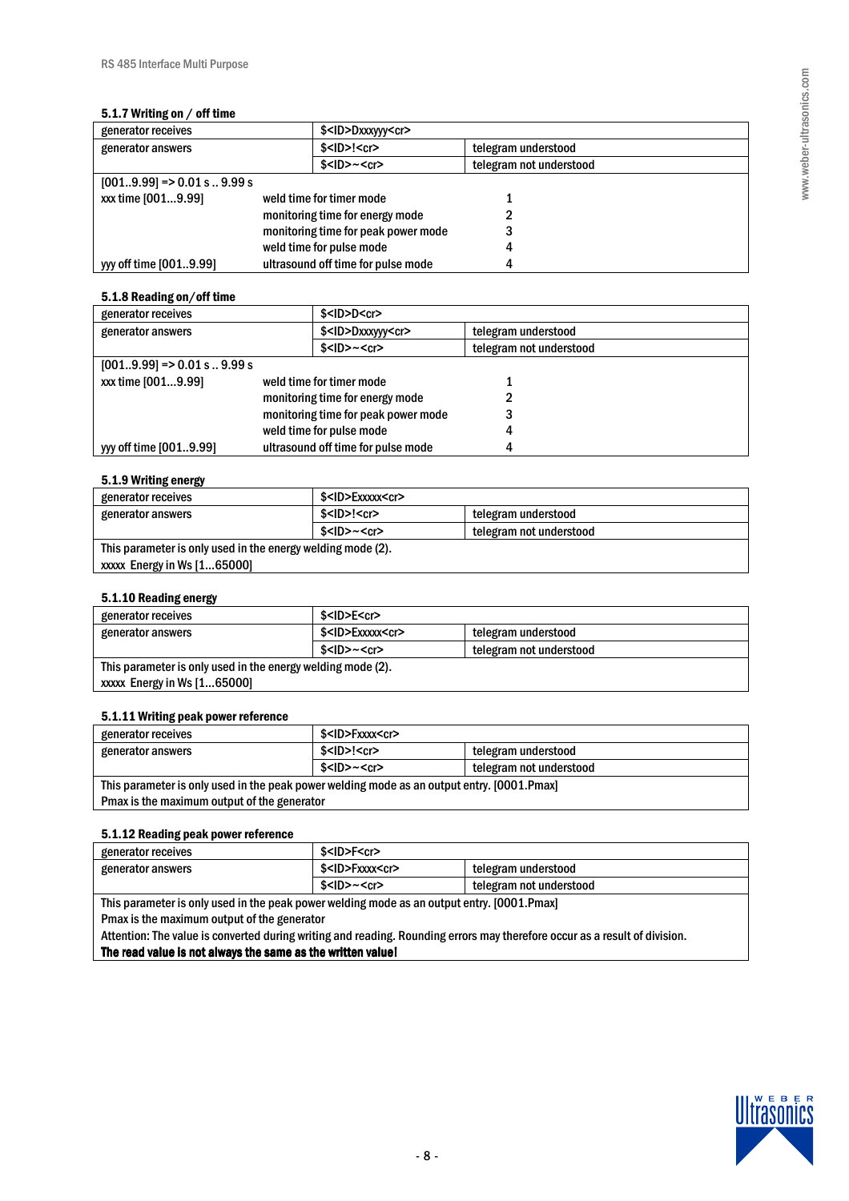### 5.1.7 Writing on / off time

| | | |
|---|---|---|
| generator receives | $<ID>Dxxxyyy<cr> | |
| generator answers | $<ID>!<cr> | telegram understood |
| | $<ID>~<cr> | telegram not understood |
| [001..9.99] => 0.01 s .. 9.99 s | | |
| xxx time [001...9.99] | weld time for timer mode | 1 |
| | monitoring time for energy mode | 2 |
| | monitoring time for peak power mode | 3 |
| | weld time for pulse mode | 4 |
| yyy off time [001..9.99] | ultrasound off time for pulse mode | 4 |

### 5.1.8 Reading on/off time

| | | |
|---|---|---|
| generator receives | $<ID>D<cr> | |
| generator answers | $<ID>Dxxxyyy<cr> | telegram understood |
| | $<ID>~<cr> | telegram not understood |
| [001..9.99] => 0.01 s .. 9.99 s | | |
| xxx time [001...9.99] | weld time for timer mode | 1 |
| | monitoring time for energy mode | 2 |
| | monitoring time for peak power mode | 3 |
| | weld time for pulse mode | 4 |
| yyy off time [001..9.99] | ultrasound off time for pulse mode | 4 |

### 5.1.9 Writing energy

| | | |
|---|---|---|
| generator receives | $<ID>Exxxxx<cr> | |
| generator answers | $<ID>!<cr> | telegram understood |
| | $<ID>~<cr> | telegram not understood |
| This parameter is only used in the energy welding mode (2).<br>xxxxx Energy in Ws [1...65000] | | |

### 5.1.10 Reading energy

| | | |
|---|---|---|
| generator receives | $<ID>E<cr> | |
| generator answers | $<ID>Exxxxx<cr> | telegram understood |
| | $<ID>~<cr> | telegram not understood |
| This parameter is only used in the energy welding mode (2).<br>xxxxx Energy in Ws [1...65000] | | |

### 5.1.11 Writing peak power reference

| | | |
|---|---|---|
| generator receives | $<ID>Fxxxx<cr> | |
| generator answers | $<ID>!<cr> | telegram understood |
| | $<ID>~<cr> | telegram not understood |
| This parameter is only used in the peak power welding mode as an output entry. [0001.Pmax]<br>Pmax is the maximum output of the generator | | |

### 5.1.12 Reading peak power reference

| | | |
|---|---|---|
| generator receives | $<ID>F<cr> | |
| generator answers | $<ID>Fxxxx<cr> | telegram understood |
| | $<ID>~<cr> | telegram not understood |
| This parameter is only used in the peak power welding mode as an output entry. [0001.Pmax]<br>Pmax is the maximum output of the generator<br>Attention: The value is converted during writing and reading. Rounding errors may therefore occur as a result of division.<br>**The read value is not always the same as the written value!** | | |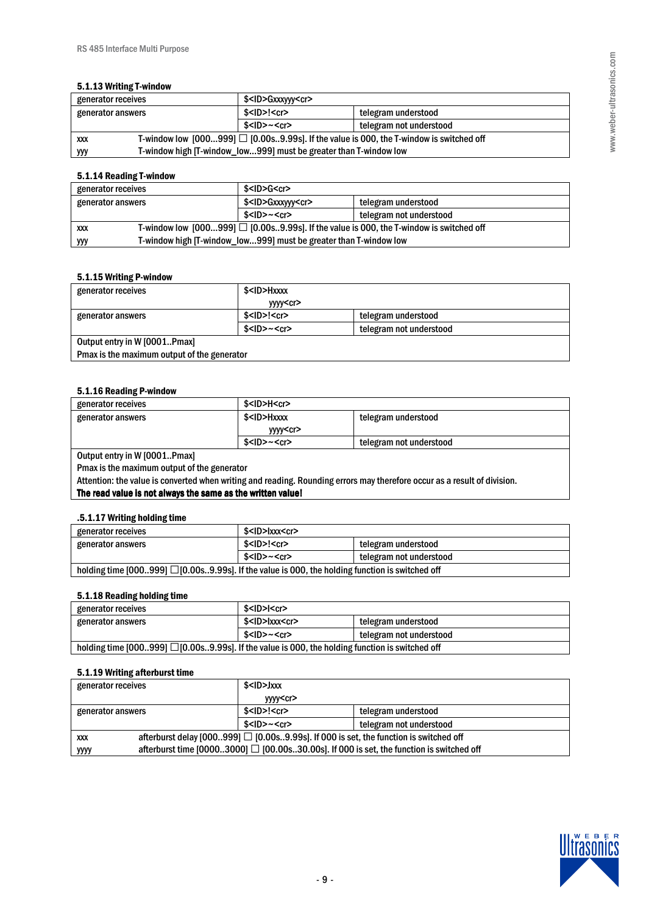### 5.1.13 Writing T-window

| generator receives | $<ID>Gxxxyyy<cr> | |
|---|---|---|
| generator answers | $<ID>!<cr> | telegram understood |
| | $<ID>~<cr> | telegram not understood |
| xxx | T-window low [000…999] ☐ [0.00s..9.99s]. If the value is 000, the T-window is switched off | |
| yyy | T-window high [T-window_low…999] must be greater than T-window low | |

### 5.1.14 Reading T-window

| generator receives | $<ID>G<cr> | |
|---|---|---|
| generator answers | $<ID>Gxxxyyy<cr> | telegram understood |
| | $<ID>~<cr> | telegram not understood |
| xxx | T-window low [000…999] ☐ [0.00s..9.99s]. If the value is 000, the T-window is switched off | |
| yyy | T-window high [T-window_low…999] must be greater than T-window low | |

### 5.1.15 Writing P-window

| generator receives | $<ID>Hxxxx yyyy<cr> | |
|---|---|---|
| generator answers | $<ID>!<cr> | telegram understood |
| | $<ID>~<cr> | telegram not understood |
| Output entry in W [0001..Pmax] | | |
| Pmax is the maximum output of the generator | | |

### 5.1.16 Reading P-window

| generator receives | $<ID>H<cr> | |
|---|---|---|
| generator answers | $<ID>Hxxxx yyyy<cr> | telegram understood |
| | $<ID>~<cr> | telegram not understood |
| Output entry in W [0001..Pmax] | | |
| Pmax is the maximum output of the generator | | |
| Attention: the value is converted when writing and reading. Rounding errors may therefore occur as a result of division. | | |
| **The read value is not always the same as the written value!** | | |

### .5.1.17 Writing holding time

| generator receives | $<ID>Ixxx<cr> | |
|---|---|---|
| generator answers | $<ID>!<cr> | telegram understood |
| | $<ID>~<cr> | telegram not understood |
| holding time [000..999] ☐[0.00s..9.99s]. If the value is 000, the holding function is switched off | | |

### 5.1.18 Reading holding time

| generator receives | $<ID>I<cr> | |
|---|---|---|
| generator answers | $<ID>Ixxx<cr> | telegram understood |
| | $<ID>~<cr> | telegram not understood |
| holding time [000..999] ☐[0.00s..9.99s]. If the value is 000, the holding function is switched off | | |

### 5.1.19 Writing afterburst time

| generator receives | $<ID>Jxxx yyyy<cr> | |
|---|---|---|
| generator answers | $<ID>!<cr> | telegram understood |
| | $<ID>~<cr> | telegram not understood |
| xxx | afterburst delay [000..999] ☐ [0.00s..9.99s]. If 000 is set, the function is switched off | |
| yyyy | afterburst time [0000..3000] ☐ [00.00s..30.00s]. If 000 is set, the function is switched off | |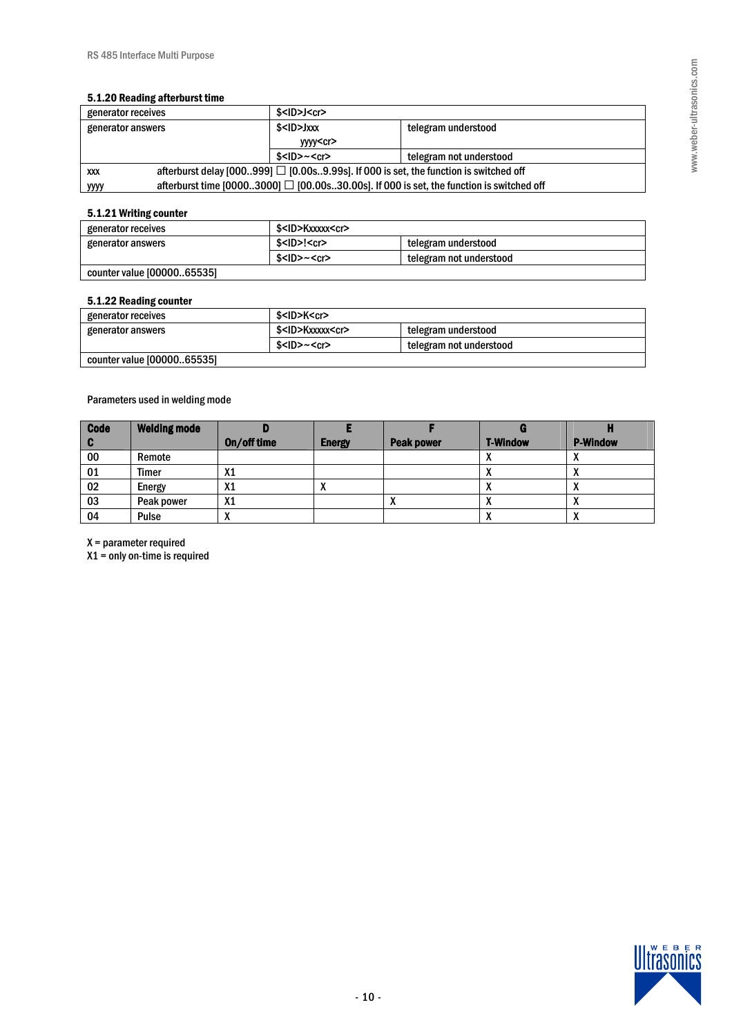### 5.1.20 Reading afterburst time

| generator receives | $<ID>J<cr> | |
|---|---|---|
| generator answers | $<ID>Jxxx yyyy<cr> | telegram understood |
| | $<ID>~<cr> | telegram not understood |
| xxx | afterburst delay [000..999] ☐ [0.00s..9.99s]. If 000 is set, the function is switched off | |
| yyyy | afterburst time [0000..3000] ☐ [00.00s..30.00s]. If 000 is set, the function is switched off | |

### 5.1.21 Writing counter

| generator receives | $<ID>Kxxxxx<cr> | |
|---|---|---|
| generator answers | $<ID>!<cr> | telegram understood |
| | $<ID>~<cr> | telegram not understood |
| counter value [00000..65535] | | |

### 5.1.22 Reading counter

| generator receives | $<ID>K<cr> | |
|---|---|---|
| generator answers | $<ID>Kxxxxx<cr> | telegram understood |
| | $<ID>~<cr> | telegram not understood |
| counter value [00000..65535] | | |

Parameters used in welding mode

| Code C | Welding mode | D On/off time | E Energy | F Peak power | G T-Window | H P-Window |
|---|---|---|---|---|---|---|
| 00 | Remote | | | | X | X |
| 01 | Timer | X1 | | | X | X |
| 02 | Energy | X1 | X | | X | X |
| 03 | Peak power | X1 | | X | X | X |
| 04 | Pulse | X | | | X | X |

X = parameter required
X1 = only on-time is required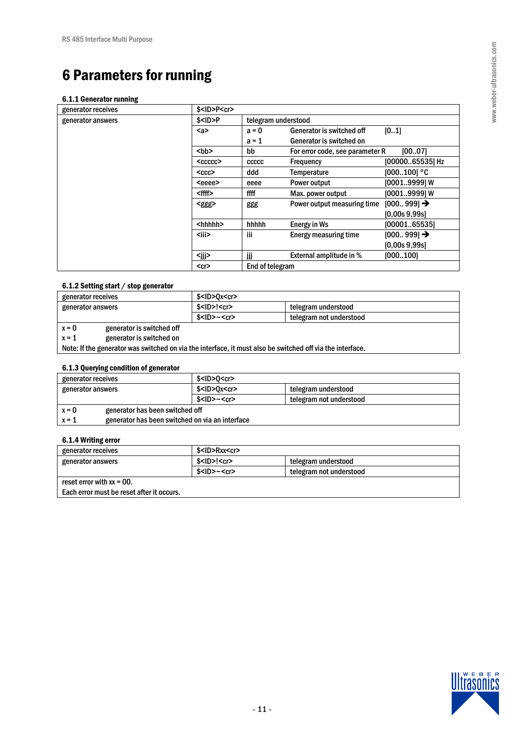# 6 Parameters for running

### 6.1.1 Generator running

| | | | | |
|---|---|---|---|---|
| generator receives | $<ID>P<cr> | | | |
| generator answers | $<ID>P | telegram understood | | |
| | <a> | a = 0 | Generator is switched off | [0..1] |
| | | a = 1 | Generator is switched on | |
| | <bb> | bb | For error code, see parameter R | [00..07] |
| | <ccccc> | ccccc | Frequency | [00000..65535] Hz |
| | <ccc> | ddd | Temperature | [000..100] °C |
| | <eeee> | eeee | Power output | [0001..9999] W |
| | <ffff> | ffff | Max. power output | [0001..9999] W |
| | <ggg> | ggg | Power output measuring time | [000.. 999] → [0,00s 9,99s] |
| | <hhhhh> | hhhhh | Energy in Ws | [00001..65535] |
| | <iii> | iii | Energy measuring time | [000.. 999] → [0,00s 9,99s] |
| | <jjj> | jjj | External amplitude in % | [000..100] |
| | <cr> | End of telegram | | |

### 6.1.2 Setting start / stop generator

| | | |
|---|---|---|
| generator receives | $<ID>Qx<cr> | |
| generator answers | $<ID>!<cr> | telegram understood |
| | $<ID>~<cr> | telegram not understood |

x = 0 generator is switched off

x = 1 generator is switched on

Note: If the generator was switched on via the interface, it must also be switched off via the interface.

### 6.1.3 Querying condition of generator

| | | |
|---|---|---|
| generator receives | $<ID>Q<cr> | |
| generator answers | $<ID>Qx<cr> | telegram understood |
| | $<ID>~<cr> | telegram not understood |

x = 0 generator has been switched off

x = 1 generator has been switched on via an interface

### 6.1.4 Writing error

| | | |
|---|---|---|
| generator receives | $<ID>Rxx<cr> | |
| generator answers | $<ID>!<cr> | telegram understood |
| | $<ID>~<cr> | telegram not understood |

reset error with xx = 00.

Each error must be reset after it occurs.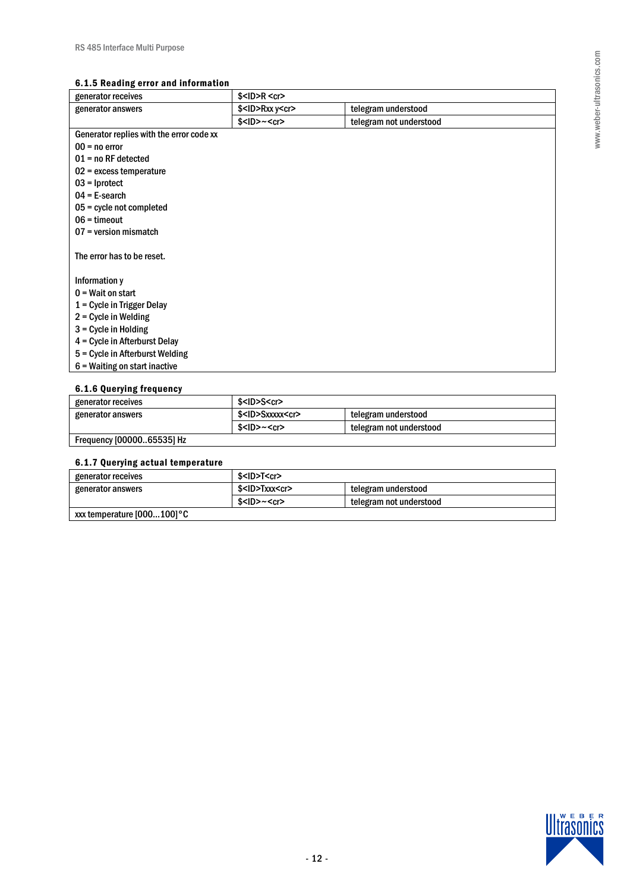### 6.1.5 Reading error and information

| | | |
|---|---|---|
| generator receives | $<ID>R <cr> | |
| generator answers | $<ID>Rxx y<cr> | telegram understood |
| | $<ID>~<cr> | telegram not understood |

Generator replies with the error code xx
00 = no error
01 = no RF detected
02 = excess temperature
03 = Iprotect
04 = E-search
05 = cycle not completed
06 = timeout
07 = version mismatch

The error has to be reset.

Information y
0 = Wait on start
1 = Cycle in Trigger Delay
2 = Cycle in Welding
3 = Cycle in Holding
4 = Cycle in Afterburst Delay
5 = Cycle in Afterburst Welding
6 = Waiting on start inactive

### 6.1.6 Querying frequency

| | | |
|---|---|---|
| generator receives | $<ID>S<cr> | |
| generator answers | $<ID>Sxxxxx<cr> | telegram understood |
| | $<ID>~<cr> | telegram not understood |
| Frequency [00000..65535] Hz | | |

### 6.1.7 Querying actual temperature

| | | |
|---|---|---|
| generator receives | $<ID>T<cr> | |
| generator answers | $<ID>Txxx<cr> | telegram understood |
| | $<ID>~<cr> | telegram not understood |
| xxx temperature [000...100]°C | | |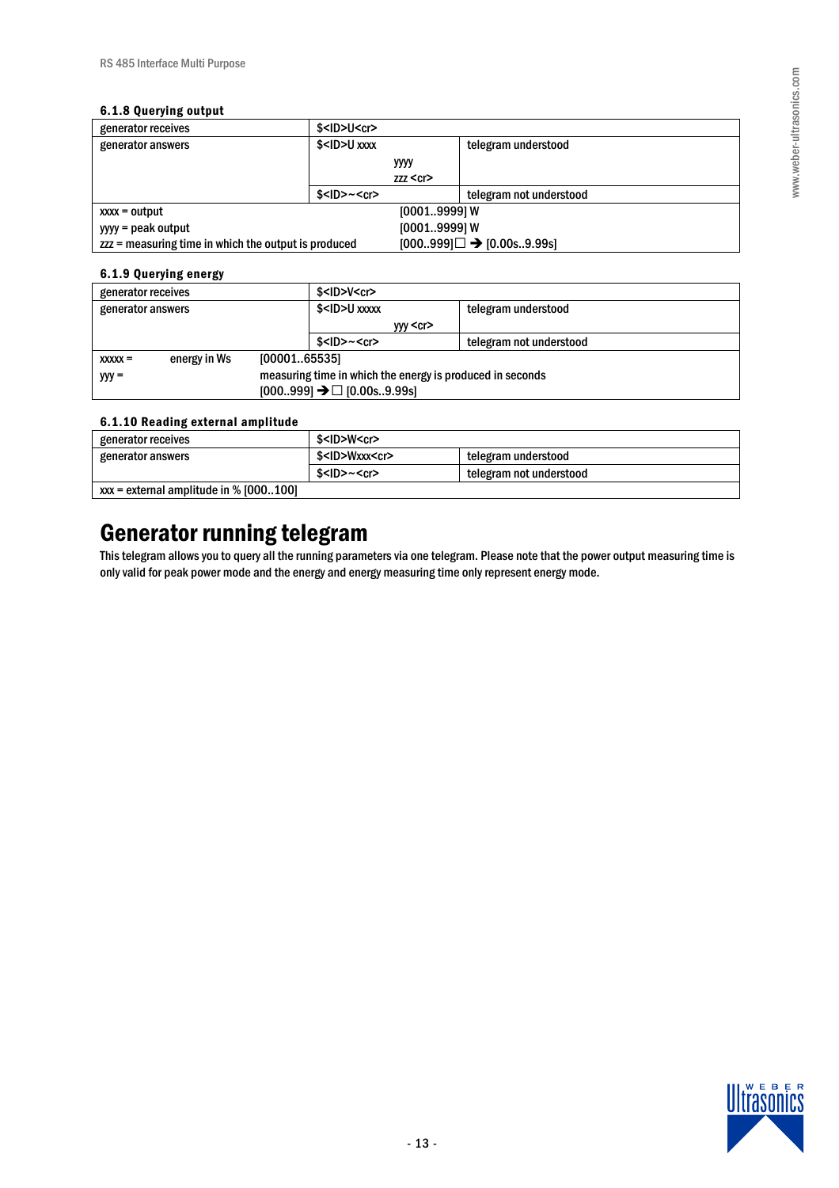#### 6.1.8 Querying output

| generator receives | $<ID>U<cr> | |
|---|---|---|
| generator answers | $<ID>U xxxx<br>yyyy<br>zzz <cr> | telegram understood |
| | $<ID>~<cr> | telegram not understood |
| xxxx = output | [0001..9999] W | |
| yyyy = peak output | [0001..9999] W | |
| zzz = measuring time in which the output is produced | [000..999]☐ ➔ [0.00s..9.99s] | |

#### 6.1.9 Querying energy

| generator receives | $<ID>V<cr> | |
|---|---|---|
| generator answers | $<ID>U xxxxx<br>yyy <cr> | telegram understood |
| | $<ID>~<cr> | telegram not understood |
| xxxxx = energy in Ws | [00001..65535] | |
| yyy = | measuring time in which the energy is produced in seconds<br>[000..999] ➔☐ [0.00s..9.99s] | |

#### 6.1.10 Reading external amplitude

| generator receives | $<ID>W<cr> | |
|---|---|---|
| generator answers | $<ID>Wxxx<cr> | telegram understood |
| | $<ID>~<cr> | telegram not understood |
| xxx = external amplitude in % [000..100] | | |

# Generator running telegram

This telegram allows you to query all the running parameters via one telegram. Please note that the power output measuring time is only valid for peak power mode and the energy and energy measuring time only represent energy mode.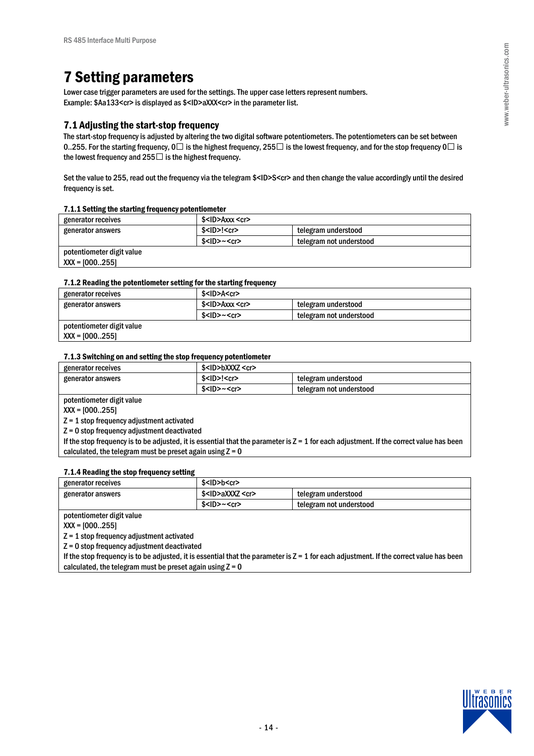# 7 Setting parameters

Lower case trigger parameters are used for the settings. The upper case letters represent numbers.
Example: $Aa133<cr> is displayed as $<ID>aXXX<cr> in the parameter list.

## 7.1 Adjusting the start-stop frequency

The start-stop frequency is adjusted by altering the two digital software potentiometers. The potentiometers can be set between 0..255. For the starting frequency, 0☐ is the highest frequency, 255☐ is the lowest frequency, and for the stop frequency 0☐ is the lowest frequency and 255☐ is the highest frequency.

Set the value to 255, read out the frequency via the telegram $<ID>S<cr> and then change the value accordingly until the desired frequency is set.

### 7.1.1 Setting the starting frequency potentiometer

| generator receives | $<ID>Axxx <cr> | |
|---|---|---|
| generator answers | $<ID>!<cr> | telegram understood |
| | $<ID>~<cr> | telegram not understood |
| potentiometer digit value<br>XXX = [000..255] | | |

### 7.1.2 Reading the potentiometer setting for the starting frequency

| generator receives | $<ID>A<cr> | |
|---|---|---|
| generator answers | $<ID>Axxx <cr> | telegram understood |
| | $<ID>~<cr> | telegram not understood |
| potentiometer digit value<br>XXX = [000..255] | | |

### 7.1.3 Switching on and setting the stop frequency potentiometer

| generator receives | $<ID>bXXXZ <cr> | |
|---|---|---|
| generator answers | $<ID>!<cr> | telegram understood |
| | $<ID>~<cr> | telegram not understood |
| potentiometer digit value<br>XXX = [000..255]<br>Z = 1 stop frequency adjustment activated<br>Z = 0 stop frequency adjustment deactivated<br>If the stop frequency is to be adjusted, it is essential that the parameter is Z = 1 for each adjustment. If the correct value has been calculated, the telegram must be preset again using Z = 0 | | |

### 7.1.4 Reading the stop frequency setting

| generator receives | $<ID>b<cr> | |
|---|---|---|
| generator answers | $<ID>aXXXZ <cr> | telegram understood |
| | $<ID>~<cr> | telegram not understood |
| potentiometer digit value<br>XXX = [000..255]<br>Z = 1 stop frequency adjustment activated<br>Z = 0 stop frequency adjustment deactivated<br>If the stop frequency is to be adjusted, it is essential that the parameter is Z = 1 for each adjustment. If the correct value has been calculated, the telegram must be preset again using Z = 0 | | |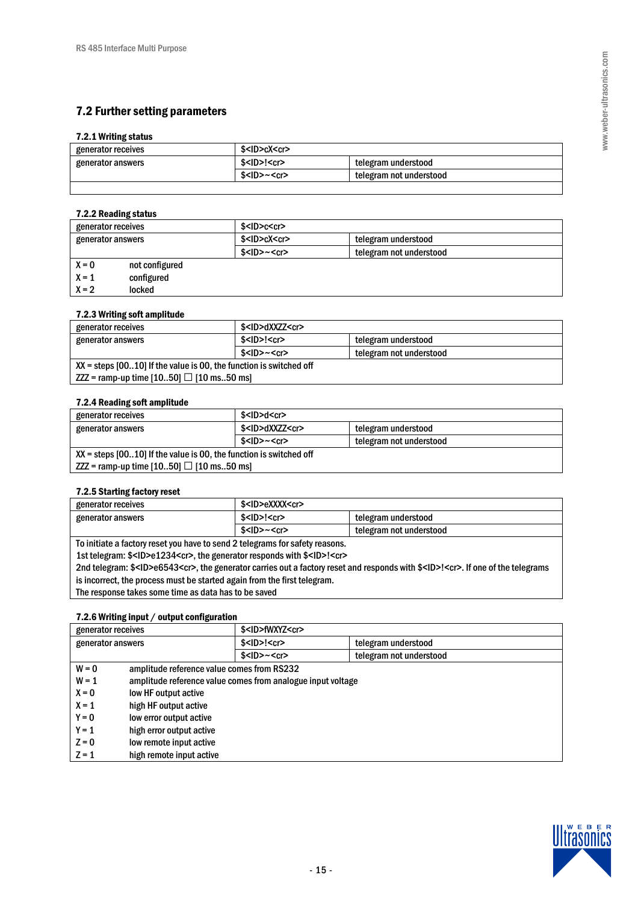## 7.2 Further setting parameters

### 7.2.1 Writing status

| generator receives | $<ID>cX<cr> | |
|---|---|---|
| generator answers | $<ID>!<cr> | telegram understood |
| | $<ID>~<cr> | telegram not understood |

### 7.2.2 Reading status

| generator receives | $<ID>c<cr> | |
|---|---|---|
| generator answers | $<ID>cX<cr> | telegram understood |
| | $<ID>~<cr> | telegram not understood |

X = 0  not configured
X = 1  configured
X = 2  locked

### 7.2.3 Writing soft amplitude

| generator receives | $<ID>dXXZZ<cr> | |
|---|---|---|
| generator answers | $<ID>!<cr> | telegram understood |
| | $<ID>~<cr> | telegram not understood |

XX = steps [00..10] If the value is 00, the function is switched off
ZZ = ramp-up time [10..50] ☐ [10 ms..50 ms]

### 7.2.4 Reading soft amplitude

| generator receives | $<ID>d<cr> | |
|---|---|---|
| generator answers | $<ID>dXXZZ<cr> | telegram understood |
| | $<ID>~<cr> | telegram not understood |

XX = steps [00..10] If the value is 00, the function is switched off
ZZ = ramp-up time [10..50] ☐ [10 ms..50 ms]

### 7.2.5 Starting factory reset

| generator receives | $<ID>eXXXX<cr> | |
|---|---|---|
| generator answers | $<ID>!<cr> | telegram understood |
| | $<ID>~<cr> | telegram not understood |

To initiate a factory reset you have to send 2 telegrams for safety reasons.
1st telegram: $<ID>e1234<cr>, the generator responds with $<ID>!<cr>
2nd telegram: $<ID>e6543<cr>, the generator carries out a factory reset and responds with $<ID>!<cr>. If one of the telegrams is incorrect, the process must be started again from the first telegram.
The response takes some time as data has to be saved

### 7.2.6 Writing input / output configuration

| generator receives | $<ID>fWXYZ<cr> | |
|---|---|---|
| generator answers | $<ID>!<cr> | telegram understood |
| | $<ID>~<cr> | telegram not understood |

W = 0  amplitude reference value comes from RS232
W = 1  amplitude reference value comes from analogue input voltage
X = 0  low HF output active
X = 1  high HF output active
Y = 0  low error output active
Y = 1  high error output active
Z = 0  low remote input active
Z = 1  high remote input active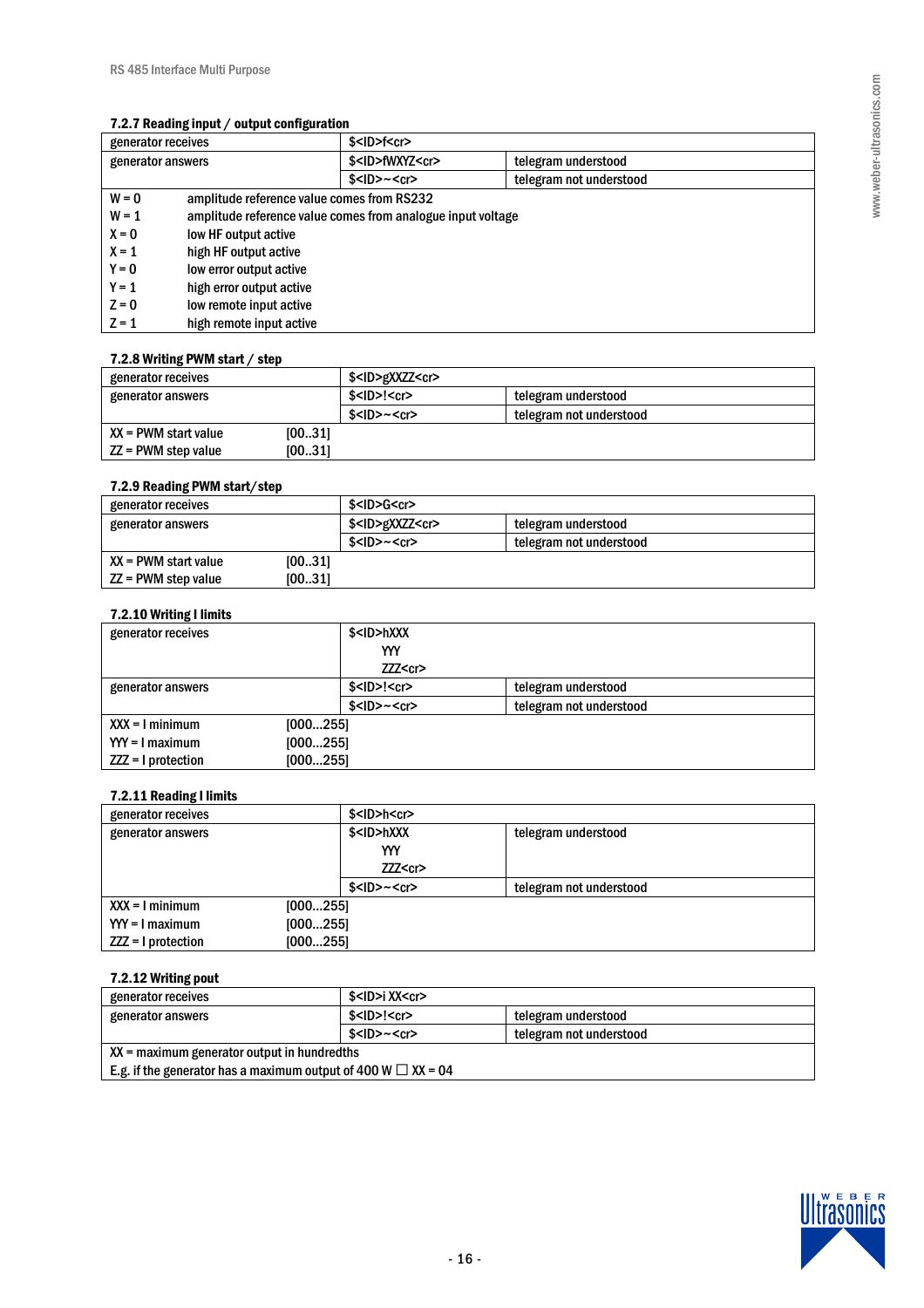### 7.2.7 Reading input / output configuration

| generator receives | $<ID>f<cr> | |
|---|---|---|
| generator answers | $<ID>fWXYZ<cr> | telegram understood |
| | $<ID>~<cr> | telegram not understood |

| | |
|---|---|
| W = 0 | amplitude reference value comes from RS232 |
| W = 1 | amplitude reference value comes from analogue input voltage |
| X = 0 | low HF output active |
| X = 1 | high HF output active |
| Y = 0 | low error output active |
| Y = 1 | high error output active |
| Z = 0 | low remote input active |
| Z = 1 | high remote input active |

### 7.2.8 Writing PWM start / step

| generator receives | $<ID>gXXZZ<cr> | |
|---|---|---|
| generator answers | $<ID>!<cr> | telegram understood |
| | $<ID>~<cr> | telegram not understood |
| XX = PWM start value | [00..31] | |
| ZZ = PWM step value | [00..31] | |

### 7.2.9 Reading PWM start/step

| generator receives | $<ID>G<cr> | |
|---|---|---|
| generator answers | $<ID>gXXZZ<cr> | telegram understood |
| | $<ID>~<cr> | telegram not understood |
| XX = PWM start value | [00..31] | |
| ZZ = PWM step value | [00..31] | |

### 7.2.10 Writing I limits

| generator receives | $<ID>hXXX<br>YYY<br>ZZZ<cr> | |
|---|---|---|
| generator answers | $<ID>!<cr> | telegram understood |
| | $<ID>~<cr> | telegram not understood |
| XXX = I minimum | [000...255] | |
| YYY = I maximum | [000...255] | |
| ZZZ = I protection | [000...255] | |

### 7.2.11 Reading I limits

| generator receives | $<ID>h<cr> | |
|---|---|---|
| generator answers | $<ID>hXXX<br>YYY<br>ZZZ<cr> | telegram understood |
| | $<ID>~<cr> | telegram not understood |
| XXX = I minimum | [000...255] | |
| YYY = I maximum | [000...255] | |
| ZZZ = I protection | [000...255] | |

### 7.2.12 Writing pout

| generator receives | $<ID>i XX<cr> | |
|---|---|---|
| generator answers | $<ID>!<cr> | telegram understood |
| | $<ID>~<cr> | telegram not understood |

XX = maximum generator output in hundredths

E.g. if the generator has a maximum output of 400 W ☐ XX = 04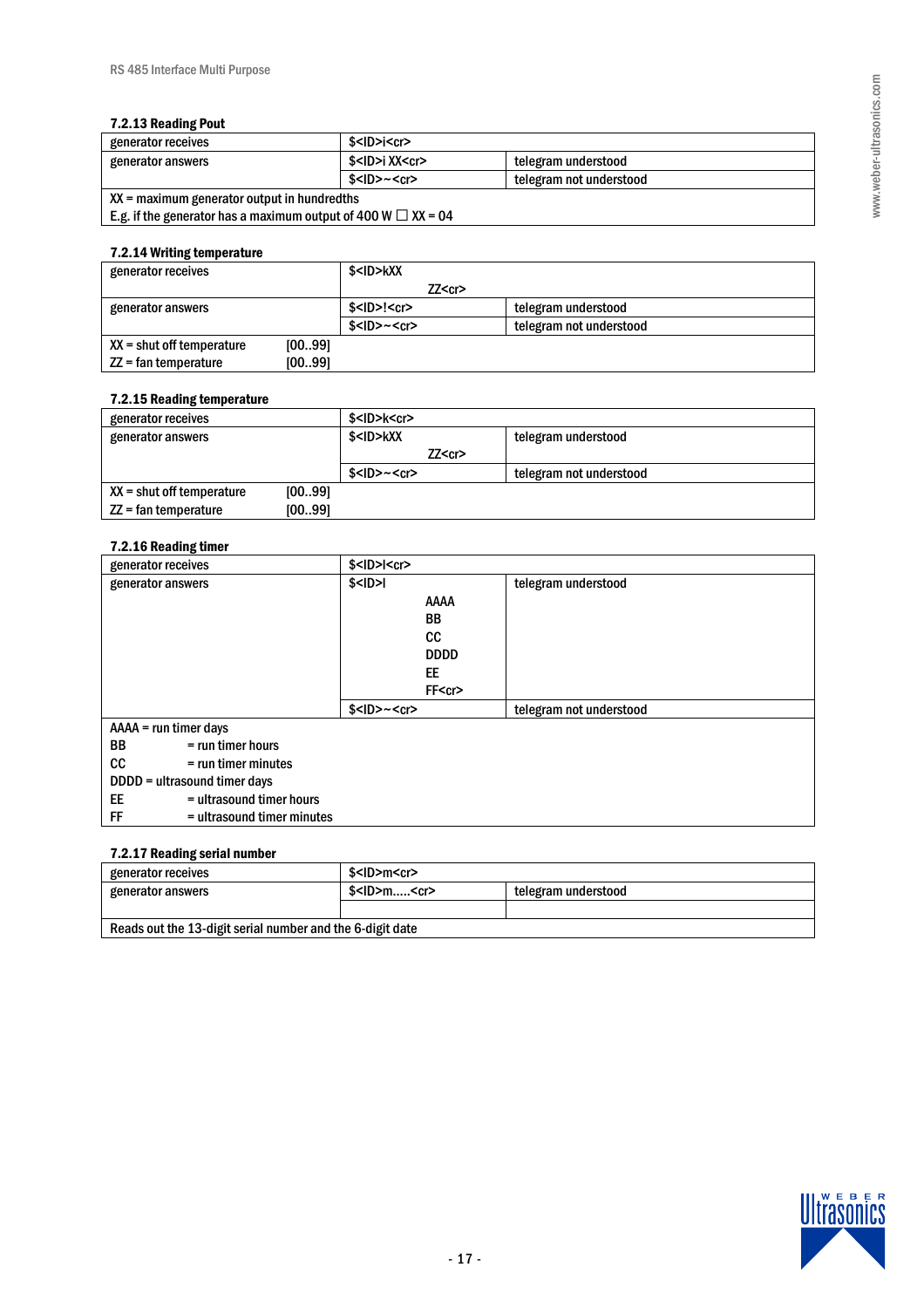#### 7.2.13 Reading Pout

| | | |
|---|---|---|
| generator receives | $<ID>i<cr> | |
| generator answers | $<ID>i XX<cr> | telegram understood |
| | $<ID>~<cr> | telegram not understood |
| XX = maximum generator output in hundredths<br>E.g. if the generator has a maximum output of 400 W ☐ XX = 04 | | |

#### 7.2.14 Writing temperature

| | | |
|---|---|---|
| generator receives | $<ID>kXX<br>ZZ<cr> | |
| generator answers | $<ID>!<cr> | telegram understood |
| | $<ID>~<cr> | telegram not understood |
| XX = shut off temperature [00..99]<br>ZZ = fan temperature [00..99] | | |

#### 7.2.15 Reading temperature

| | | |
|---|---|---|
| generator receives | $<ID>k<cr> | |
| generator answers | $<ID>kXX<br>ZZ<cr> | telegram understood |
| | $<ID>~<cr> | telegram not understood |
| XX = shut off temperature [00..99]<br>ZZ = fan temperature [00..99] | | |

#### 7.2.16 Reading timer

| | | |
|---|---|---|
| generator receives | $<ID>l<cr> | |
| generator answers | $<ID>l<br>AAAA<br>BB<br>CC<br>DDDD<br>EE<br>FF<cr> | telegram understood |
| | $<ID>~<cr> | telegram not understood |
| AAAA = run timer days<br>BB = run timer hours<br>CC = run timer minutes<br>DDDD = ultrasound timer days<br>EE = ultrasound timer hours<br>FF = ultrasound timer minutes | | |

#### 7.2.17 Reading serial number

| | | |
|---|---|---|
| generator receives | $<ID>m<cr> | |
| generator answers | $<ID>m.....<cr> | telegram understood |
| | | |
| Reads out the 13-digit serial number and the 6-digit date | | |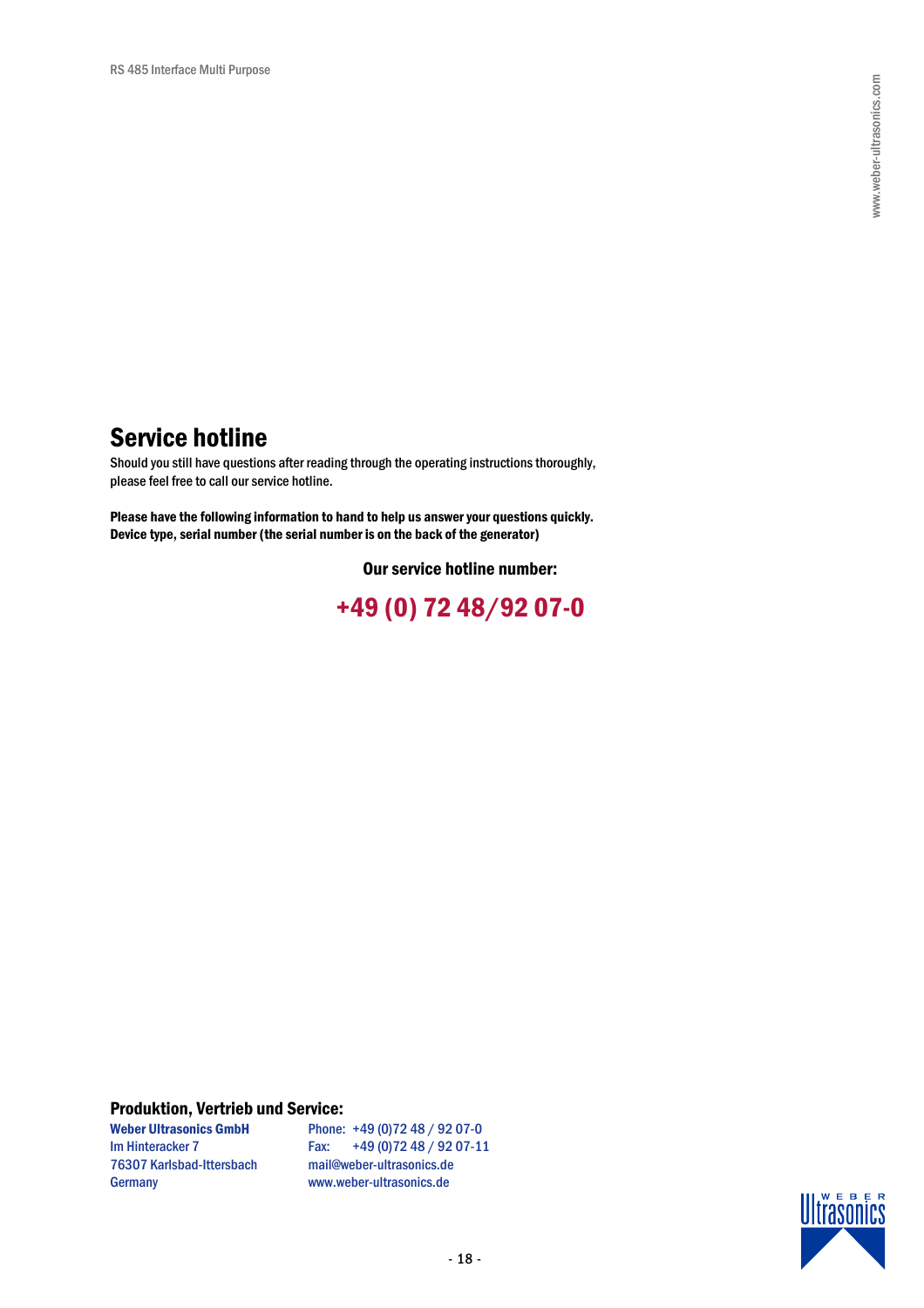## Service hotline

Should you still have questions after reading through the operating instructions thoroughly, please feel free to call our service hotline.

**Please have the following information to hand to help us answer your questions quickly. Device type, serial number (the serial number is on the back of the generator)**

**Our service hotline number:**

## +49 (0) 72 48/92 07-0

### Produktion, Vertrieb und Service:

**Weber Ultrasonics GmbH**
Im Hinteracker 7
76307 Karlsbad-Ittersbach
Germany

Phone: +49 (0)72 48 / 92 07-0
Fax: +49 (0)72 48 / 92 07-11
mail@weber-ultrasonics.de
www.weber-ultrasonics.de